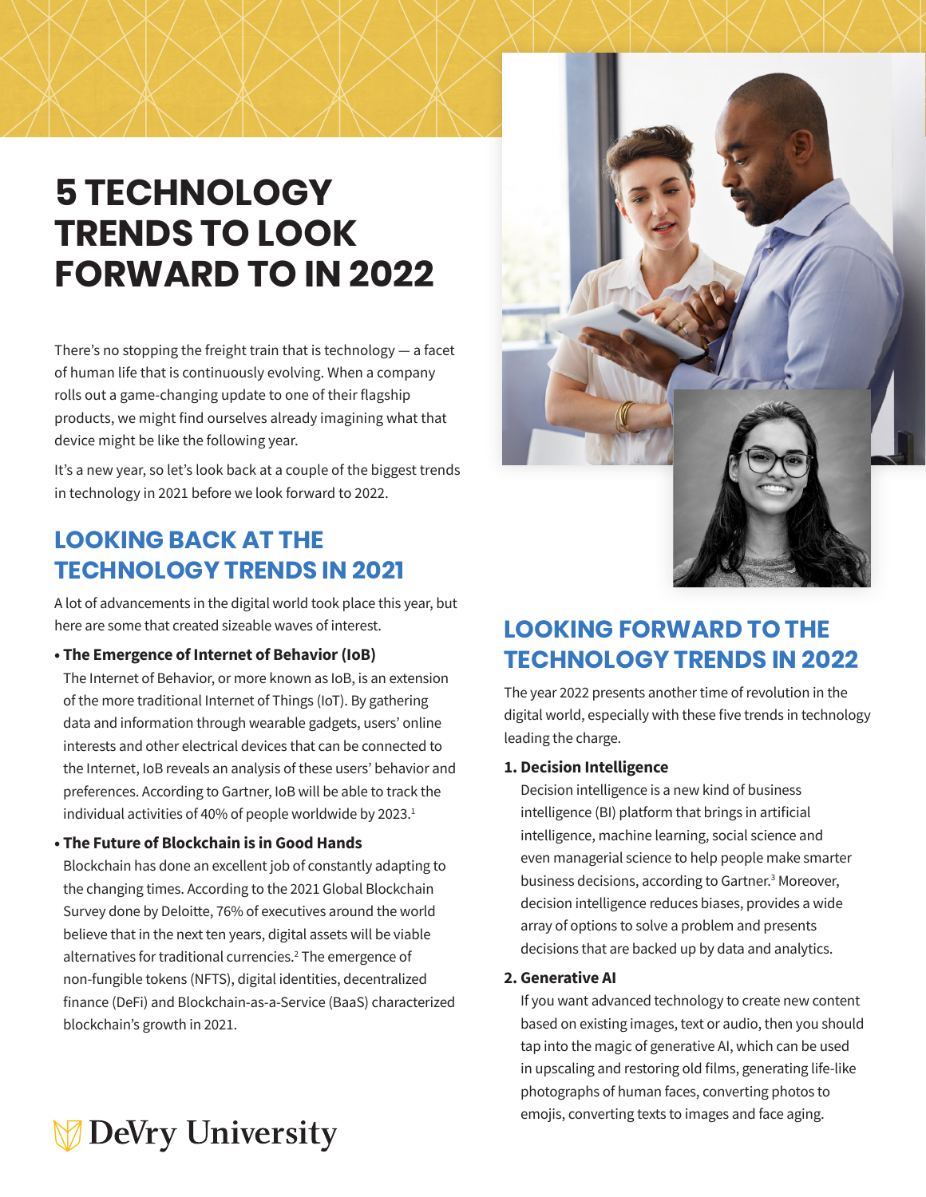# 5 TECHNOLOGY TRENDS TO LOOK FORWARD TO IN 2022

There's no stopping the freight train that is technology — a facet of human life that is continuously evolving. When a company rolls out a game-changing update to one of their flagship products, we might find ourselves already imagining what that device might be like the following year.

It's a new year, so let's look back at a couple of the biggest trends in technology in 2021 before we look forward to 2022.

## LOOKING BACK AT THE TECHNOLOGY TRENDS IN 2021

A lot of advancements in the digital world took place this year, but here are some that created sizeable waves of interest.

- **The Emergence of Internet of Behavior (IoB)**
  The Internet of Behavior, or more known as IoB, is an extension of the more traditional Internet of Things (IoT). By gathering data and information through wearable gadgets, users' online interests and other electrical devices that can be connected to the Internet, IoB reveals an analysis of these users' behavior and preferences. According to Gartner, IoB will be able to track the individual activities of 40% of people worldwide by 2023.[1]

- **The Future of Blockchain is in Good Hands**
  Blockchain has done an excellent job of constantly adapting to the changing times. According to the 2021 Global Blockchain Survey done by Deloitte, 76% of executives around the world believe that in the next ten years, digital assets will be viable alternatives for traditional currencies.[2] The emergence of non-fungible tokens (NFTS), digital identities, decentralized finance (DeFi) and Blockchain-as-a-Service (BaaS) characterized blockchain's growth in 2021.

## LOOKING FORWARD TO THE TECHNOLOGY TRENDS IN 2022

The year 2022 presents another time of revolution in the digital world, especially with these five trends in technology leading the charge.

1. **Decision Intelligence**
   Decision intelligence is a new kind of business intelligence (BI) platform that brings in artificial intelligence, machine learning, social science and even managerial science to help people make smarter business decisions, according to Gartner.[3] Moreover, decision intelligence reduces biases, provides a wide array of options to solve a problem and presents decisions that are backed up by data and analytics.

2. **Generative AI**
   If you want advanced technology to create new content based on existing images, text or audio, then you should tap into the magic of generative AI, which can be used in upscaling and restoring old films, generating life-like photographs of human faces, converting photos to emojis, converting texts to images and face aging.

DeVry University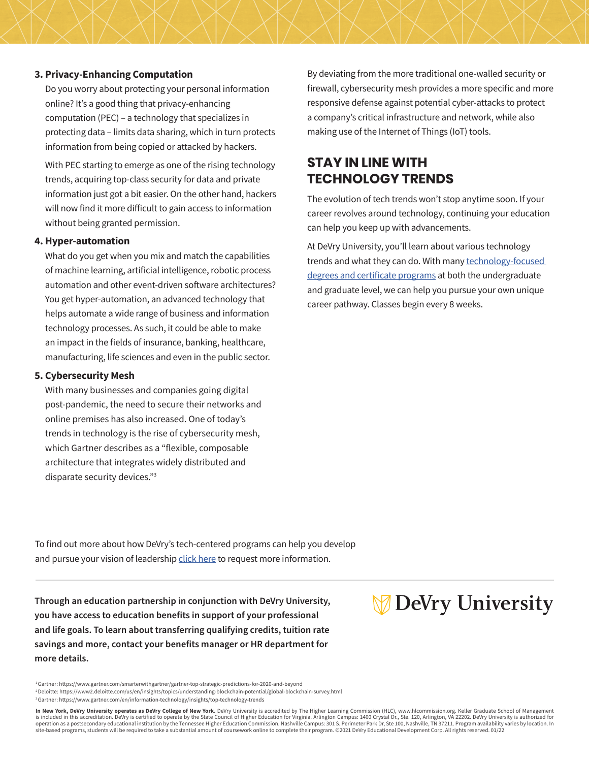**3. Privacy-Enhancing Computation**

Do you worry about protecting your personal information online? It's a good thing that privacy-enhancing computation (PEC) – a technology that specializes in protecting data – limits data sharing, which in turn protects information from being copied or attacked by hackers.

With PEC starting to emerge as one of the rising technology trends, acquiring top-class security for data and private information just got a bit easier. On the other hand, hackers will now find it more difficult to gain access to information without being granted permission.

**4. Hyper-automation**

What do you get when you mix and match the capabilities of machine learning, artificial intelligence, robotic process automation and other event-driven software architectures? You get hyper-automation, an advanced technology that helps automate a wide range of business and information technology processes. As such, it could be able to make an impact in the fields of insurance, banking, healthcare, manufacturing, life sciences and even in the public sector.

**5. Cybersecurity Mesh**

With many businesses and companies going digital post-pandemic, the need to secure their networks and online premises has also increased. One of today's trends in technology is the rise of cybersecurity mesh, which Gartner describes as a "flexible, composable architecture that integrates widely distributed and disparate security devices."[3]

By deviating from the more traditional one-walled security or firewall, cybersecurity mesh provides a more specific and more responsive defense against potential cyber-attacks to protect a company's critical infrastructure and network, while also making use of the Internet of Things (IoT) tools.

## STAY IN LINE WITH TECHNOLOGY TRENDS

The evolution of tech trends won't stop anytime soon. If your career revolves around technology, continuing your education can help you keep up with advancements.

At DeVry University, you'll learn about various technology trends and what they can do. With many [technology-focused degrees and certificate programs]() at both the undergraduate and graduate level, we can help you pursue your own unique career pathway. Classes begin every 8 weeks.

To find out more about how DeVry's tech-centered programs can help you develop and pursue your vision of leadership [click here]() to request more information.

**Through an education partnership in conjunction with DeVry University, you have access to education benefits in support of your professional and life goals. To learn about transferring qualifying credits, tuition rate savings and more, contact your benefits manager or HR department for more details.**

DeVry University

[1] Gartner: https://www.gartner.com/smarterwithgartner/gartner-top-strategic-predictions-for-2020-and-beyond
[2] Deloitte: https://www2.deloitte.com/us/en/insights/topics/understanding-blockchain-potential/global-blockchain-survey.html
[3] Gartner: https://www.gartner.com/en/information-technology/insights/top-technology-trends

**In New York, DeVry University operates as DeVry College of New York.** DeVry University is accredited by The Higher Learning Commission (HLC), www.hlcommission.org. Keller Graduate School of Management is included in this accreditation. DeVry is certified to operate by the State Council of Higher Education for Virginia. Arlington Campus: 1400 Crystal Dr., Ste. 120, Arlington, VA 22202. DeVry University is authorized for operation as a postsecondary educational institution by the Tennessee Higher Education Commission. Nashville Campus: 301 S. Perimeter Park Dr, Ste 100, Nashville, TN 37211. Program availability varies by location. In site-based programs, students will be required to take a substantial amount of coursework online to complete their program. ©2021 DeVry Educational Development Corp. All rights reserved. 01/22